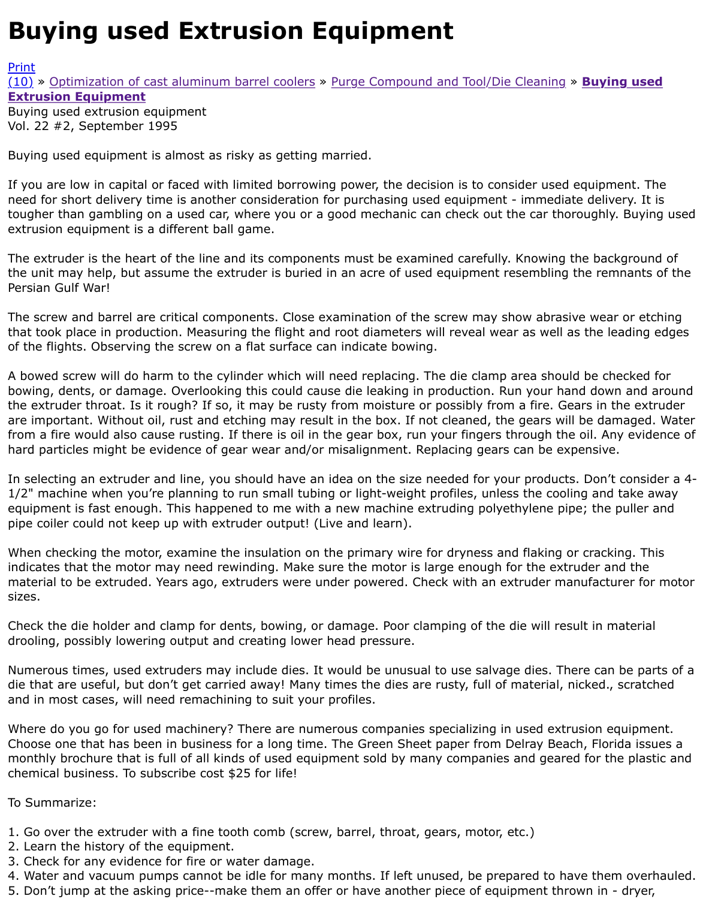# Buying used Extrusion Equipment

Print
(10) » Optimization of cast aluminum barrel coolers » Purge Compound and Tool/Die Cleaning » **Buying used Extrusion Equipment**
Buying used extrusion equipment
Vol. 22 #2, September 1995

Buying used equipment is almost as risky as getting married.

If you are low in capital or faced with limited borrowing power, the decision is to consider used equipment. The need for short delivery time is another consideration for purchasing used equipment - immediate delivery. It is tougher than gambling on a used car, where you or a good mechanic can check out the car thoroughly. Buying used extrusion equipment is a different ball game.

The extruder is the heart of the line and its components must be examined carefully. Knowing the background of the unit may help, but assume the extruder is buried in an acre of used equipment resembling the remnants of the Persian Gulf War!

The screw and barrel are critical components. Close examination of the screw may show abrasive wear or etching that took place in production. Measuring the flight and root diameters will reveal wear as well as the leading edges of the flights. Observing the screw on a flat surface can indicate bowing.

A bowed screw will do harm to the cylinder which will need replacing. The die clamp area should be checked for bowing, dents, or damage. Overlooking this could cause die leaking in production. Run your hand down and around the extruder throat. Is it rough? If so, it may be rusty from moisture or possibly from a fire. Gears in the extruder are important. Without oil, rust and etching may result in the box. If not cleaned, the gears will be damaged. Water from a fire would also cause rusting. If there is oil in the gear box, run your fingers through the oil. Any evidence of hard particles might be evidence of gear wear and/or misalignment. Replacing gears can be expensive.

In selecting an extruder and line, you should have an idea on the size needed for your products. Don't consider a 4-1/2" machine when you're planning to run small tubing or light-weight profiles, unless the cooling and take away equipment is fast enough. This happened to me with a new machine extruding polyethylene pipe; the puller and pipe coiler could not keep up with extruder output! (Live and learn).

When checking the motor, examine the insulation on the primary wire for dryness and flaking or cracking. This indicates that the motor may need rewinding. Make sure the motor is large enough for the extruder and the material to be extruded. Years ago, extruders were under powered. Check with an extruder manufacturer for motor sizes.

Check the die holder and clamp for dents, bowing, or damage. Poor clamping of the die will result in material drooling, possibly lowering output and creating lower head pressure.

Numerous times, used extruders may include dies. It would be unusual to use salvage dies. There can be parts of a die that are useful, but don't get carried away! Many times the dies are rusty, full of material, nicked., scratched and in most cases, will need remachining to suit your profiles.

Where do you go for used machinery? There are numerous companies specializing in used extrusion equipment. Choose one that has been in business for a long time. The Green Sheet paper from Delray Beach, Florida issues a monthly brochure that is full of all kinds of used equipment sold by many companies and geared for the plastic and chemical business. To subscribe cost $25 for life!

To Summarize:

1. Go over the extruder with a fine tooth comb (screw, barrel, throat, gears, motor, etc.)
2. Learn the history of the equipment.
3. Check for any evidence for fire or water damage.
4. Water and vacuum pumps cannot be idle for many months. If left unused, be prepared to have them overhauled.
5. Don't jump at the asking price--make them an offer or have another piece of equipment thrown in - dryer,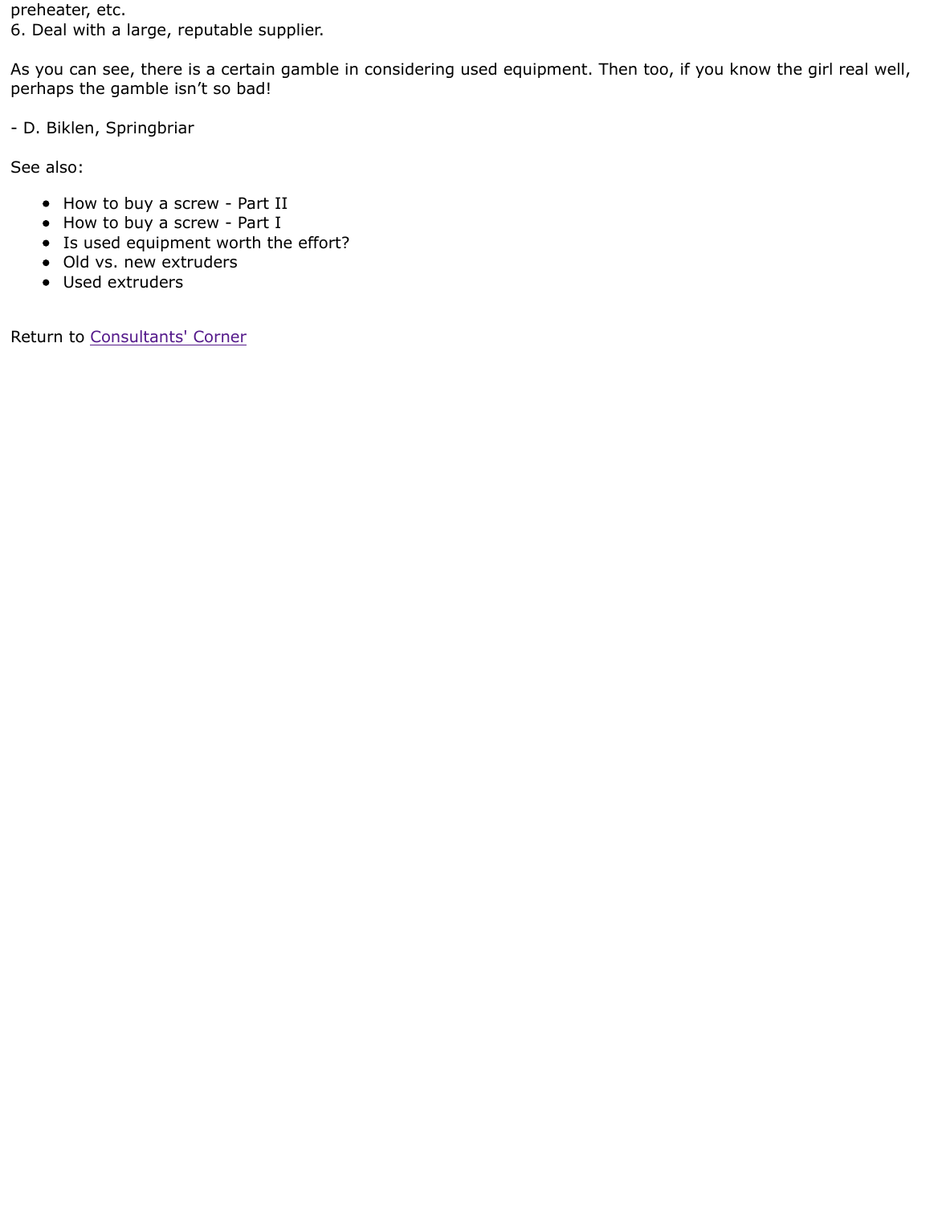preheater, etc.
6. Deal with a large, reputable supplier.

As you can see, there is a certain gamble in considering used equipment. Then too, if you know the girl real well, perhaps the gamble isn't so bad!

- D. Biklen, Springbriar

See also:

- How to buy a screw - Part II
- How to buy a screw - Part I
- Is used equipment worth the effort?
- Old vs. new extruders
- Used extruders

Return to Consultants' Corner